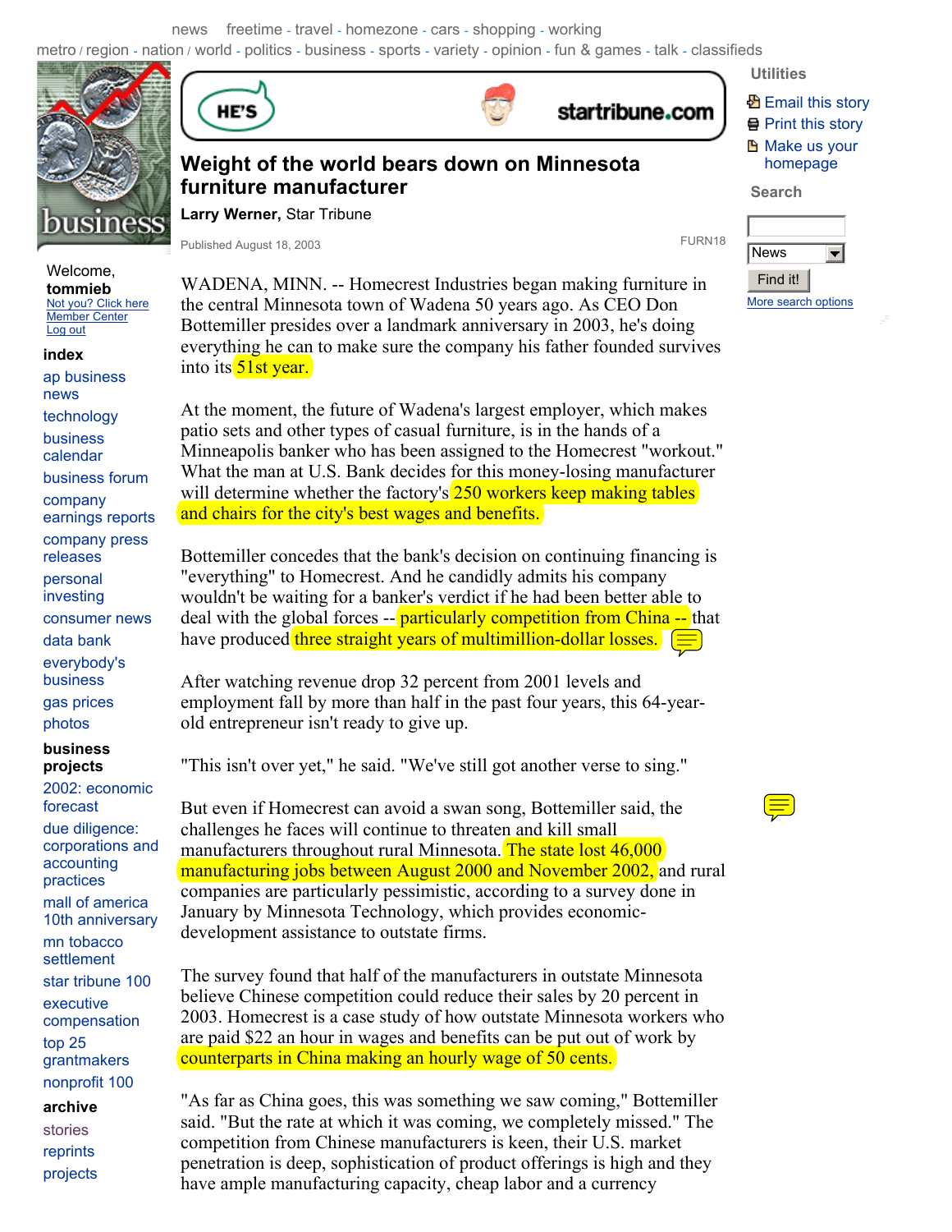news freetime - travel - homezone - cars - shopping - working

metro / region - nation / world - politics - business - sports - variety - opinion - fun & games - talk - classifieds

# Weight of the world bears down on Minnesota furniture manufacturer

**Larry Werner,** Star Tribune

Published August 18, 2003

FURN18

WADENA, MINN. -- Homecrest Industries began making furniture in the central Minnesota town of Wadena 50 years ago. As CEO Don Bottemiller presides over a landmark anniversary in 2003, he's doing everything he can to make sure the company his father founded survives into its 51st year.

At the moment, the future of Wadena's largest employer, which makes patio sets and other types of casual furniture, is in the hands of a Minneapolis banker who has been assigned to the Homecrest "workout." What the man at U.S. Bank decides for this money-losing manufacturer will determine whether the factory's 250 workers keep making tables and chairs for the city's best wages and benefits.

Bottemiller concedes that the bank's decision on continuing financing is "everything" to Homecrest. And he candidly admits his company wouldn't be waiting for a banker's verdict if he had been better able to deal with the global forces -- particularly competition from China -- that have produced three straight years of multimillion-dollar losses.

After watching revenue drop 32 percent from 2001 levels and employment fall by more than half in the past four years, this 64-year-old entrepreneur isn't ready to give up.

"This isn't over yet," he said. "We've still got another verse to sing."

But even if Homecrest can avoid a swan song, Bottemiller said, the challenges he faces will continue to threaten and kill small manufacturers throughout rural Minnesota. The state lost 46,000 manufacturing jobs between August 2000 and November 2002, and rural companies are particularly pessimistic, according to a survey done in January by Minnesota Technology, which provides economic-development assistance to outstate firms.

The survey found that half of the manufacturers in outstate Minnesota believe Chinese competition could reduce their sales by 20 percent in 2003. Homecrest is a case study of how outstate Minnesota workers who are paid $22 an hour in wages and benefits can be put out of work by counterparts in China making an hourly wage of 50 cents.

"As far as China goes, this was something we saw coming," Bottemiller said. "But the rate at which it was coming, we completely missed." The competition from Chinese manufacturers is keen, their U.S. market penetration is deep, sophistication of product offerings is high and they have ample manufacturing capacity, cheap labor and a currency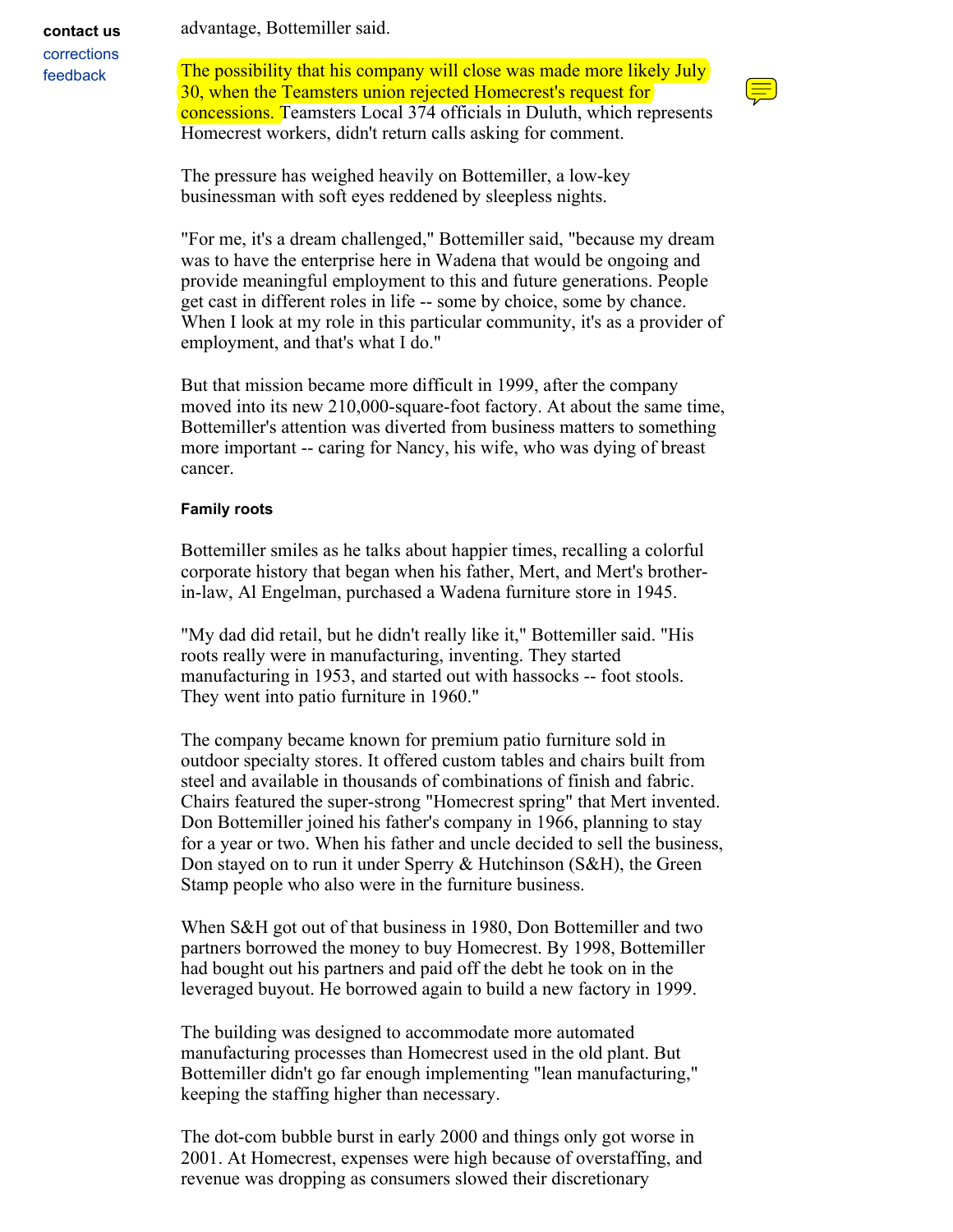advantage, Bottemiller said.

The possibility that his company will close was made more likely July 30, when the Teamsters union rejected Homecrest's request for concessions. Teamsters Local 374 officials in Duluth, which represents Homecrest workers, didn't return calls asking for comment.

The pressure has weighed heavily on Bottemiller, a low-key businessman with soft eyes reddened by sleepless nights.

"For me, it's a dream challenged," Bottemiller said, "because my dream was to have the enterprise here in Wadena that would be ongoing and provide meaningful employment to this and future generations. People get cast in different roles in life -- some by choice, some by chance. When I look at my role in this particular community, it's as a provider of employment, and that's what I do."

But that mission became more difficult in 1999, after the company moved into its new 210,000-square-foot factory. At about the same time, Bottemiller's attention was diverted from business matters to something more important -- caring for Nancy, his wife, who was dying of breast cancer.

#### Family roots

Bottemiller smiles as he talks about happier times, recalling a colorful corporate history that began when his father, Mert, and Mert's brother-in-law, Al Engelman, purchased a Wadena furniture store in 1945.

"My dad did retail, but he didn't really like it," Bottemiller said. "His roots really were in manufacturing, inventing. They started manufacturing in 1953, and started out with hassocks -- foot stools. They went into patio furniture in 1960."

The company became known for premium patio furniture sold in outdoor specialty stores. It offered custom tables and chairs built from steel and available in thousands of combinations of finish and fabric. Chairs featured the super-strong "Homecrest spring" that Mert invented. Don Bottemiller joined his father's company in 1966, planning to stay for a year or two. When his father and uncle decided to sell the business, Don stayed on to run it under Sperry & Hutchinson (S&H), the Green Stamp people who also were in the furniture business.

When S&H got out of that business in 1980, Don Bottemiller and two partners borrowed the money to buy Homecrest. By 1998, Bottemiller had bought out his partners and paid off the debt he took on in the leveraged buyout. He borrowed again to build a new factory in 1999.

The building was designed to accommodate more automated manufacturing processes than Homecrest used in the old plant. But Bottemiller didn't go far enough implementing "lean manufacturing," keeping the staffing higher than necessary.

The dot-com bubble burst in early 2000 and things only got worse in 2001. At Homecrest, expenses were high because of overstaffing, and revenue was dropping as consumers slowed their discretionary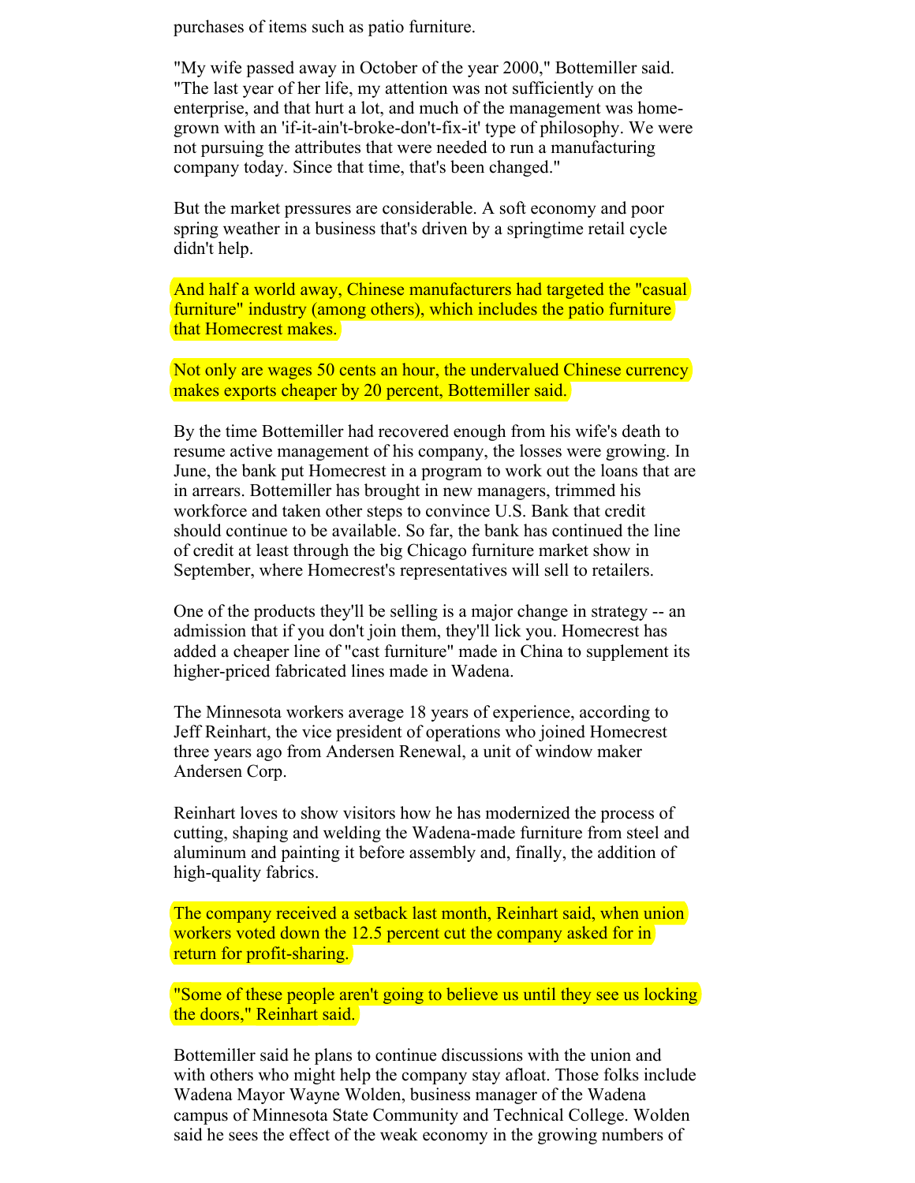purchases of items such as patio furniture.

"My wife passed away in October of the year 2000," Bottemiller said. "The last year of her life, my attention was not sufficiently on the enterprise, and that hurt a lot, and much of the management was home-grown with an 'if-it-ain't-broke-don't-fix-it' type of philosophy. We were not pursuing the attributes that were needed to run a manufacturing company today. Since that time, that's been changed."

But the market pressures are considerable. A soft economy and poor spring weather in a business that's driven by a springtime retail cycle didn't help.

And half a world away, Chinese manufacturers had targeted the "casual furniture" industry (among others), which includes the patio furniture that Homecrest makes.

Not only are wages 50 cents an hour, the undervalued Chinese currency makes exports cheaper by 20 percent, Bottemiller said.

By the time Bottemiller had recovered enough from his wife's death to resume active management of his company, the losses were growing. In June, the bank put Homecrest in a program to work out the loans that are in arrears. Bottemiller has brought in new managers, trimmed his workforce and taken other steps to convince U.S. Bank that credit should continue to be available. So far, the bank has continued the line of credit at least through the big Chicago furniture market show in September, where Homecrest's representatives will sell to retailers.

One of the products they'll be selling is a major change in strategy -- an admission that if you don't join them, they'll lick you. Homecrest has added a cheaper line of "cast furniture" made in China to supplement its higher-priced fabricated lines made in Wadena.

The Minnesota workers average 18 years of experience, according to Jeff Reinhart, the vice president of operations who joined Homecrest three years ago from Andersen Renewal, a unit of window maker Andersen Corp.

Reinhart loves to show visitors how he has modernized the process of cutting, shaping and welding the Wadena-made furniture from steel and aluminum and painting it before assembly and, finally, the addition of high-quality fabrics.

The company received a setback last month, Reinhart said, when union workers voted down the 12.5 percent cut the company asked for in return for profit-sharing.

"Some of these people aren't going to believe us until they see us locking the doors," Reinhart said.

Bottemiller said he plans to continue discussions with the union and with others who might help the company stay afloat. Those folks include Wadena Mayor Wayne Wolden, business manager of the Wadena campus of Minnesota State Community and Technical College. Wolden said he sees the effect of the weak economy in the growing numbers of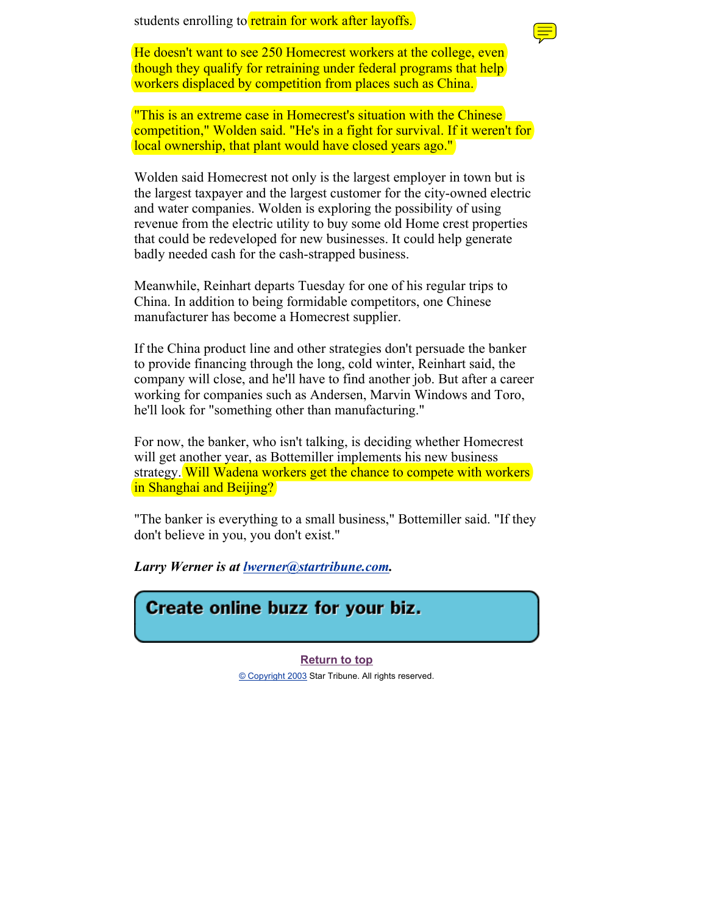students enrolling to retrain for work after layoffs.

He doesn't want to see 250 Homecrest workers at the college, even though they qualify for retraining under federal programs that help workers displaced by competition from places such as China.

"This is an extreme case in Homecrest's situation with the Chinese competition," Wolden said. "He's in a fight for survival. If it weren't for local ownership, that plant would have closed years ago."

Wolden said Homecrest not only is the largest employer in town but is the largest taxpayer and the largest customer for the city-owned electric and water companies. Wolden is exploring the possibility of using revenue from the electric utility to buy some old Home crest properties that could be redeveloped for new businesses. It could help generate badly needed cash for the cash-strapped business.

Meanwhile, Reinhart departs Tuesday for one of his regular trips to China. In addition to being formidable competitors, one Chinese manufacturer has become a Homecrest supplier.

If the China product line and other strategies don't persuade the banker to provide financing through the long, cold winter, Reinhart said, the company will close, and he'll have to find another job. But after a career working for companies such as Andersen, Marvin Windows and Toro, he'll look for "something other than manufacturing."

For now, the banker, who isn't talking, is deciding whether Homecrest will get another year, as Bottemiller implements his new business strategy. Will Wadena workers get the chance to compete with workers in Shanghai and Beijing?

"The banker is everything to a small business," Bottemiller said. "If they don't believe in you, you don't exist."

***Larry Werner is at [lwerner@startribune.com](mailto:lwerner@startribune.com).***

**Create online buzz for your biz.**

**Return to top**

© Copyright 2003 Star Tribune. All rights reserved.